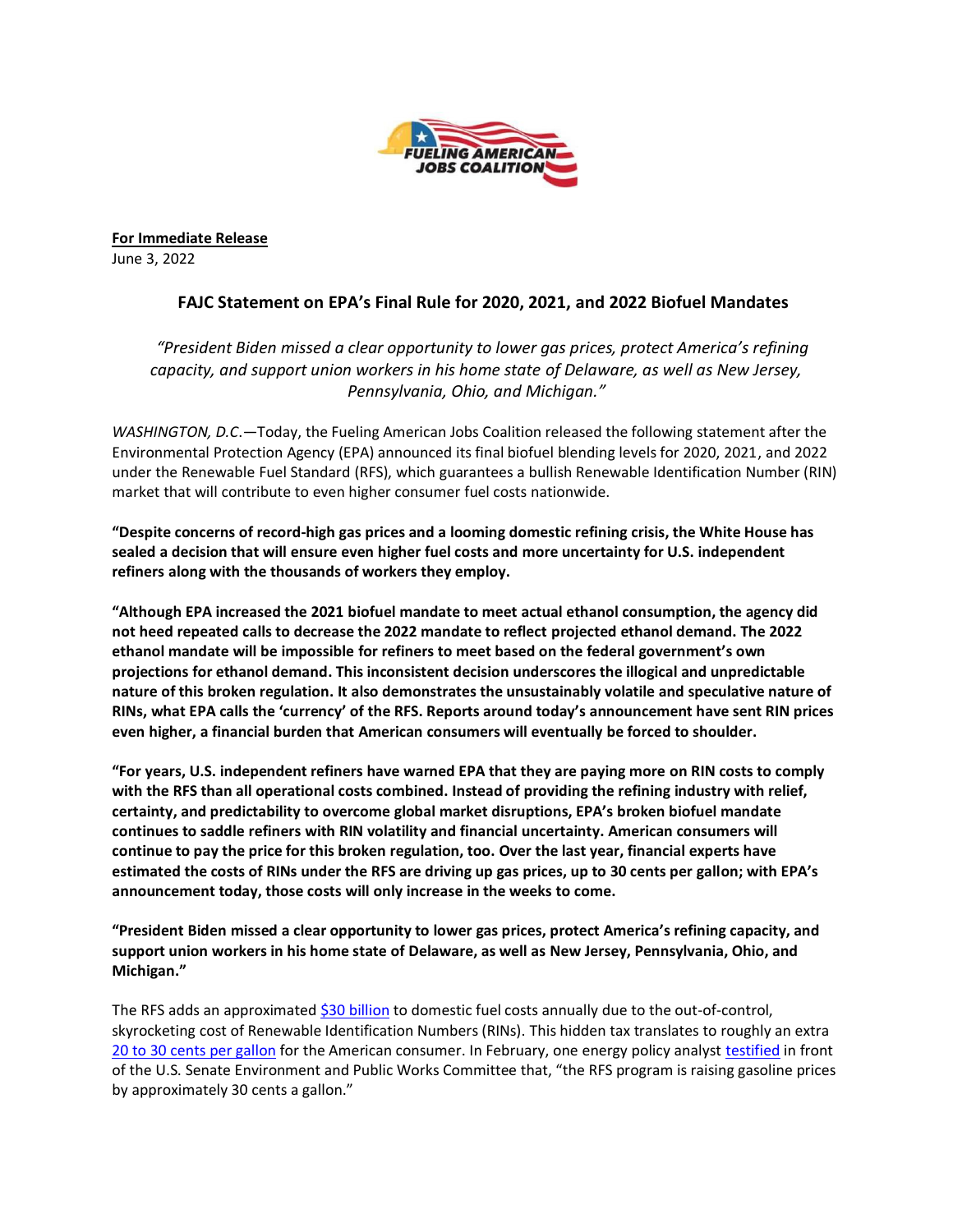**For Immediate Release**
June 3, 2022

## FAJC Statement on EPA's Final Rule for 2020, 2021, and 2022 Biofuel Mandates

*"President Biden missed a clear opportunity to lower gas prices, protect America's refining capacity, and support union workers in his home state of Delaware, as well as New Jersey, Pennsylvania, Ohio, and Michigan."*

*WASHINGTON, D.C.*—Today, the Fueling American Jobs Coalition released the following statement after the Environmental Protection Agency (EPA) announced its final biofuel blending levels for 2020, 2021, and 2022 under the Renewable Fuel Standard (RFS), which guarantees a bullish Renewable Identification Number (RIN) market that will contribute to even higher consumer fuel costs nationwide.

**"Despite concerns of record-high gas prices and a looming domestic refining crisis, the White House has sealed a decision that will ensure even higher fuel costs and more uncertainty for U.S. independent refiners along with the thousands of workers they employ.**

**"Although EPA increased the 2021 biofuel mandate to meet actual ethanol consumption, the agency did not heed repeated calls to decrease the 2022 mandate to reflect projected ethanol demand. The 2022 ethanol mandate will be impossible for refiners to meet based on the federal government's own projections for ethanol demand. This inconsistent decision underscores the illogical and unpredictable nature of this broken regulation. It also demonstrates the unsustainably volatile and speculative nature of RINs, what EPA calls the 'currency' of the RFS. Reports around today's announcement have sent RIN prices even higher, a financial burden that American consumers will eventually be forced to shoulder.**

**"For years, U.S. independent refiners have warned EPA that they are paying more on RIN costs to comply with the RFS than all operational costs combined. Instead of providing the refining industry with relief, certainty, and predictability to overcome global market disruptions, EPA's broken biofuel mandate continues to saddle refiners with RIN volatility and financial uncertainty. American consumers will continue to pay the price for this broken regulation, too. Over the last year, financial experts have estimated the costs of RINs under the RFS are driving up gas prices, up to 30 cents per gallon; with EPA's announcement today, those costs will only increase in the weeks to come.**

**"President Biden missed a clear opportunity to lower gas prices, protect America's refining capacity, and support union workers in his home state of Delaware, as well as New Jersey, Pennsylvania, Ohio, and Michigan."**

The RFS adds an approximated $30 billion to domestic fuel costs annually due to the out-of-control, skyrocketing cost of Renewable Identification Numbers (RINs). This hidden tax translates to roughly an extra 20 to 30 cents per gallon for the American consumer. In February, one energy policy analyst testified in front of the U.S. Senate Environment and Public Works Committee that, "the RFS program is raising gasoline prices by approximately 30 cents a gallon."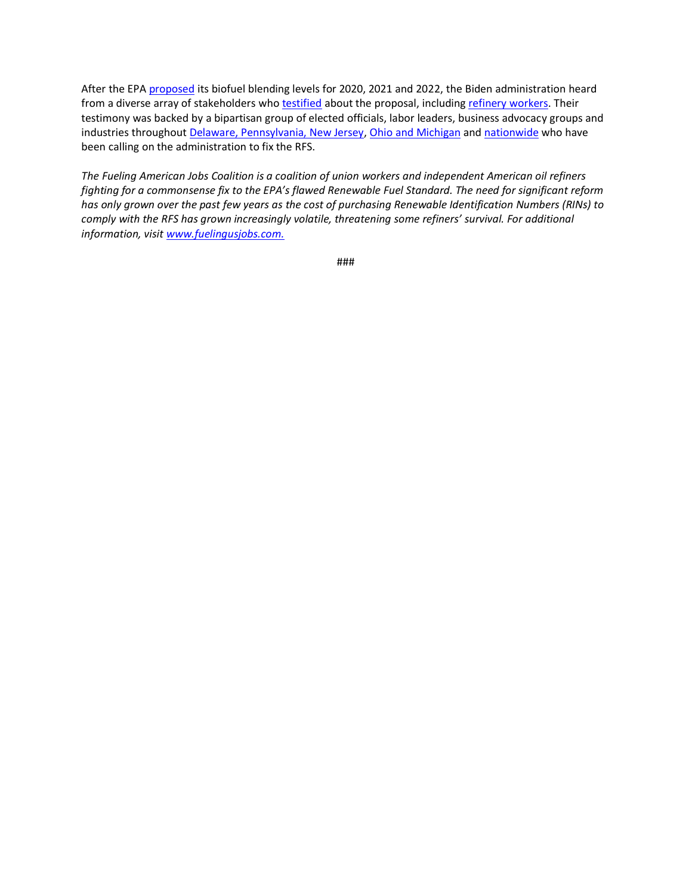After the EPA proposed its biofuel blending levels for 2020, 2021 and 2022, the Biden administration heard from a diverse array of stakeholders who testified about the proposal, including refinery workers. Their testimony was backed by a bipartisan group of elected officials, labor leaders, business advocacy groups and industries throughout Delaware, Pennsylvania, New Jersey, Ohio and Michigan and nationwide who have been calling on the administration to fix the RFS.

*The Fueling American Jobs Coalition is a coalition of union workers and independent American oil refiners fighting for a commonsense fix to the EPA's flawed Renewable Fuel Standard. The need for significant reform has only grown over the past few years as the cost of purchasing Renewable Identification Numbers (RINs) to comply with the RFS has grown increasingly volatile, threatening some refiners' survival. For additional information, visit www.fuelingusjobs.com.*

###